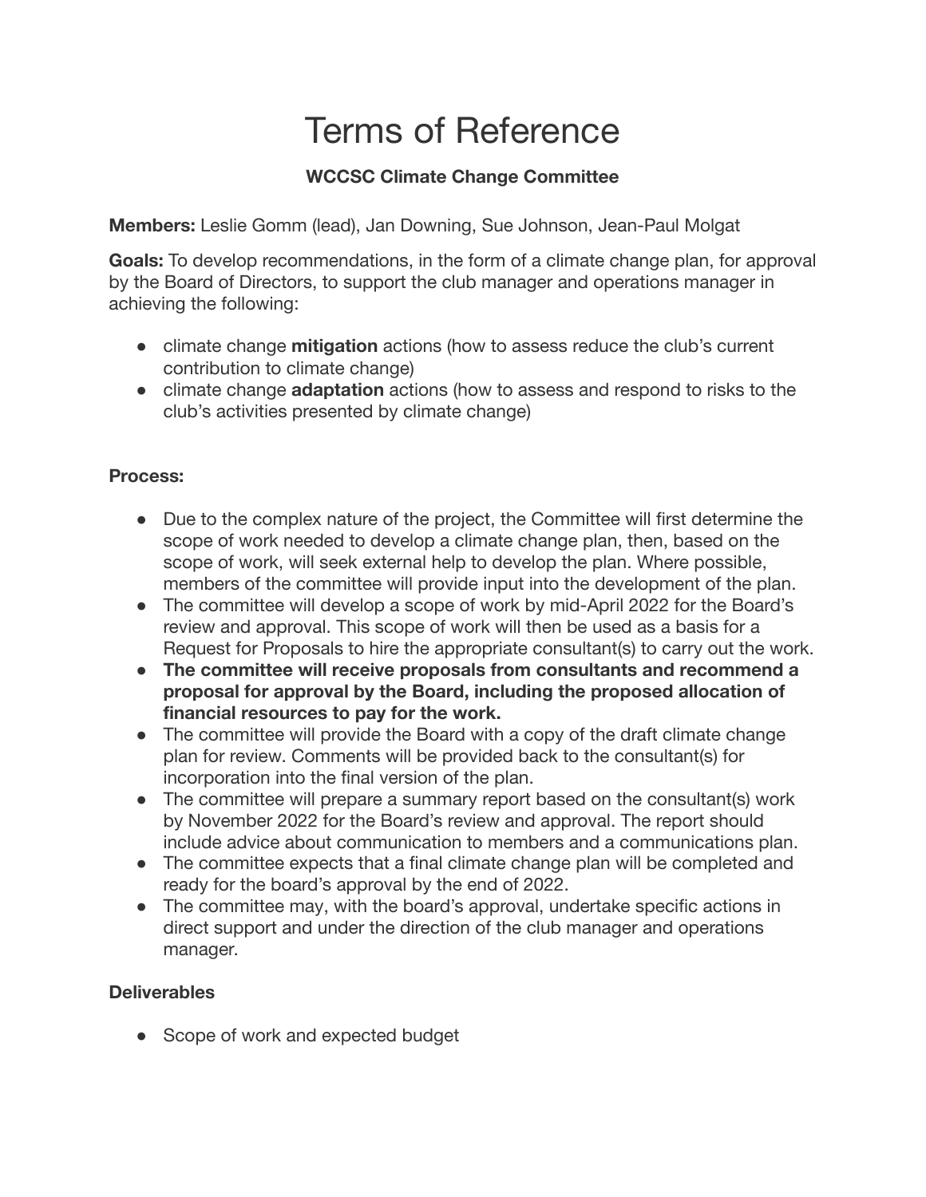# Terms of Reference

**WCCSC Climate Change Committee**

**Members:** Leslie Gomm (lead), Jan Downing, Sue Johnson, Jean-Paul Molgat

**Goals:** To develop recommendations, in the form of a climate change plan, for approval by the Board of Directors, to support the club manager and operations manager in achieving the following:

- climate change **mitigation** actions (how to assess reduce the club's current contribution to climate change)
- climate change **adaptation** actions (how to assess and respond to risks to the club's activities presented by climate change)

**Process:**

- Due to the complex nature of the project, the Committee will first determine the scope of work needed to develop a climate change plan, then, based on the scope of work, will seek external help to develop the plan. Where possible, members of the committee will provide input into the development of the plan.
- The committee will develop a scope of work by mid-April 2022 for the Board's review and approval. This scope of work will then be used as a basis for a Request for Proposals to hire the appropriate consultant(s) to carry out the work.
- **The committee will receive proposals from consultants and recommend a proposal for approval by the Board, including the proposed allocation of financial resources to pay for the work.**
- The committee will provide the Board with a copy of the draft climate change plan for review. Comments will be provided back to the consultant(s) for incorporation into the final version of the plan.
- The committee will prepare a summary report based on the consultant(s) work by November 2022 for the Board's review and approval. The report should include advice about communication to members and a communications plan.
- The committee expects that a final climate change plan will be completed and ready for the board's approval by the end of 2022.
- The committee may, with the board's approval, undertake specific actions in direct support and under the direction of the club manager and operations manager.

**Deliverables**

- Scope of work and expected budget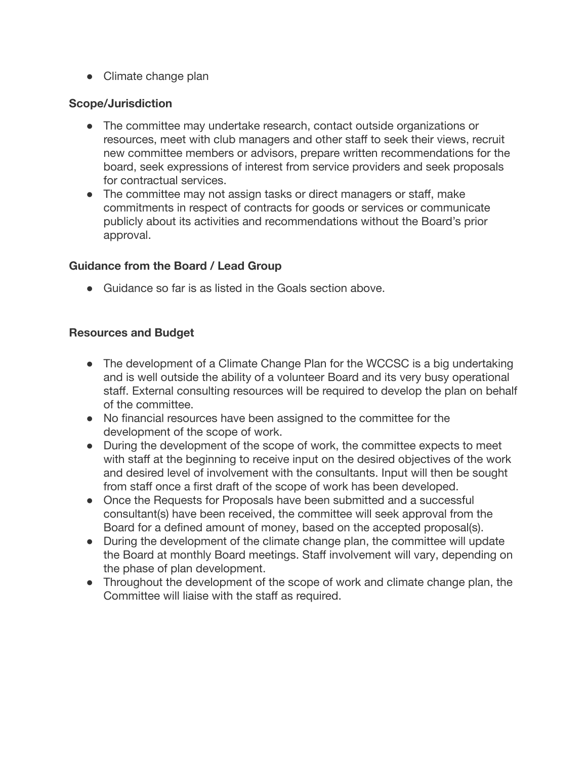- Climate change plan

**Scope/Jurisdiction**

- The committee may undertake research, contact outside organizations or resources, meet with club managers and other staff to seek their views, recruit new committee members or advisors, prepare written recommendations for the board, seek expressions of interest from service providers and seek proposals for contractual services.
- The committee may not assign tasks or direct managers or staff, make commitments in respect of contracts for goods or services or communicate publicly about its activities and recommendations without the Board's prior approval.

**Guidance from the Board / Lead Group**

- Guidance so far is as listed in the Goals section above.

**Resources and Budget**

- The development of a Climate Change Plan for the WCCSC is a big undertaking and is well outside the ability of a volunteer Board and its very busy operational staff. External consulting resources will be required to develop the plan on behalf of the committee.
- No financial resources have been assigned to the committee for the development of the scope of work.
- During the development of the scope of work, the committee expects to meet with staff at the beginning to receive input on the desired objectives of the work and desired level of involvement with the consultants. Input will then be sought from staff once a first draft of the scope of work has been developed.
- Once the Requests for Proposals have been submitted and a successful consultant(s) have been received, the committee will seek approval from the Board for a defined amount of money, based on the accepted proposal(s).
- During the development of the climate change plan, the committee will update the Board at monthly Board meetings. Staff involvement will vary, depending on the phase of plan development.
- Throughout the development of the scope of work and climate change plan, the Committee will liaise with the staff as required.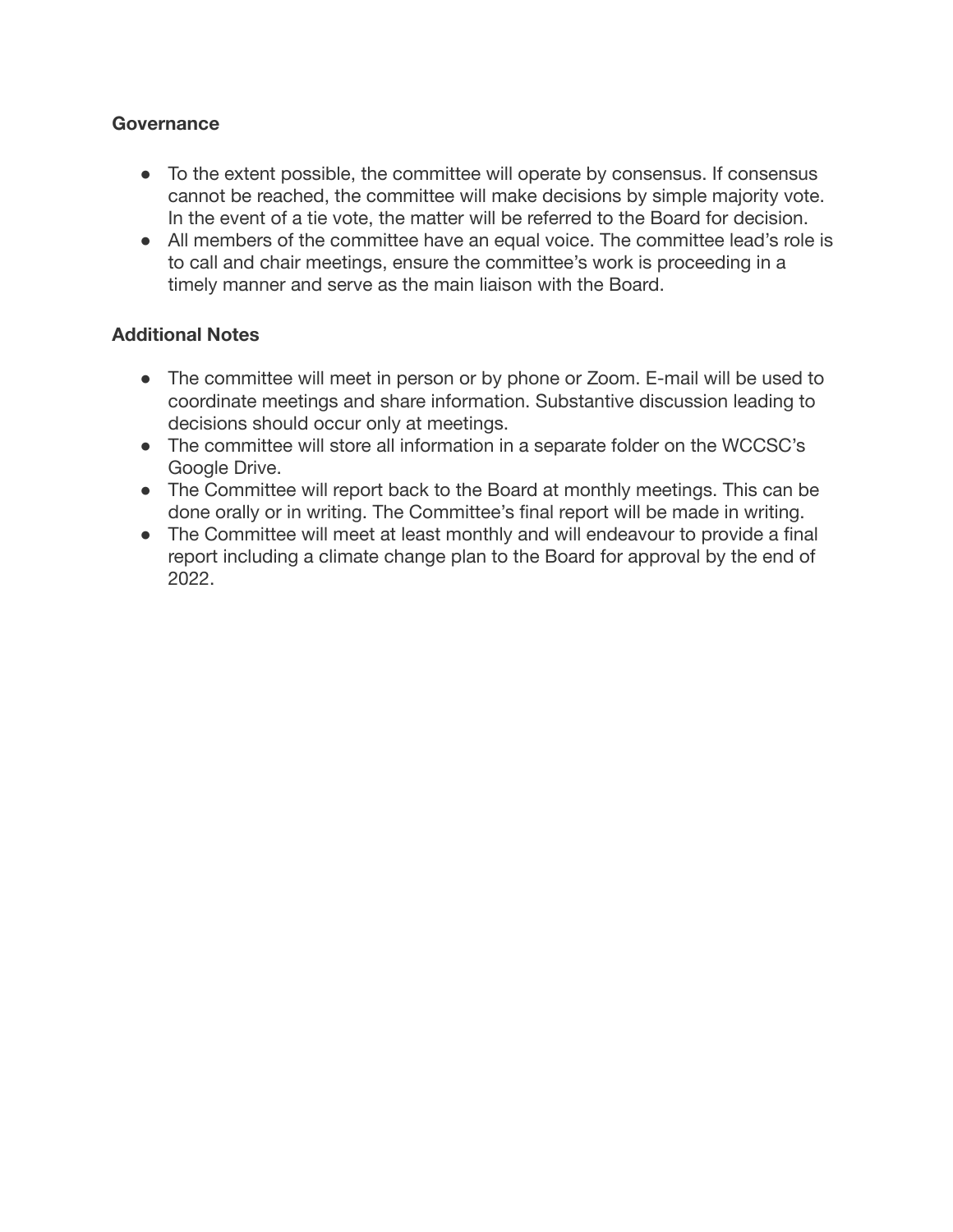**Governance**

- To the extent possible, the committee will operate by consensus. If consensus cannot be reached, the committee will make decisions by simple majority vote. In the event of a tie vote, the matter will be referred to the Board for decision.
- All members of the committee have an equal voice. The committee lead's role is to call and chair meetings, ensure the committee's work is proceeding in a timely manner and serve as the main liaison with the Board.

**Additional Notes**

- The committee will meet in person or by phone or Zoom. E-mail will be used to coordinate meetings and share information. Substantive discussion leading to decisions should occur only at meetings.
- The committee will store all information in a separate folder on the WCCSC's Google Drive.
- The Committee will report back to the Board at monthly meetings. This can be done orally or in writing. The Committee's final report will be made in writing.
- The Committee will meet at least monthly and will endeavour to provide a final report including a climate change plan to the Board for approval by the end of 2022.